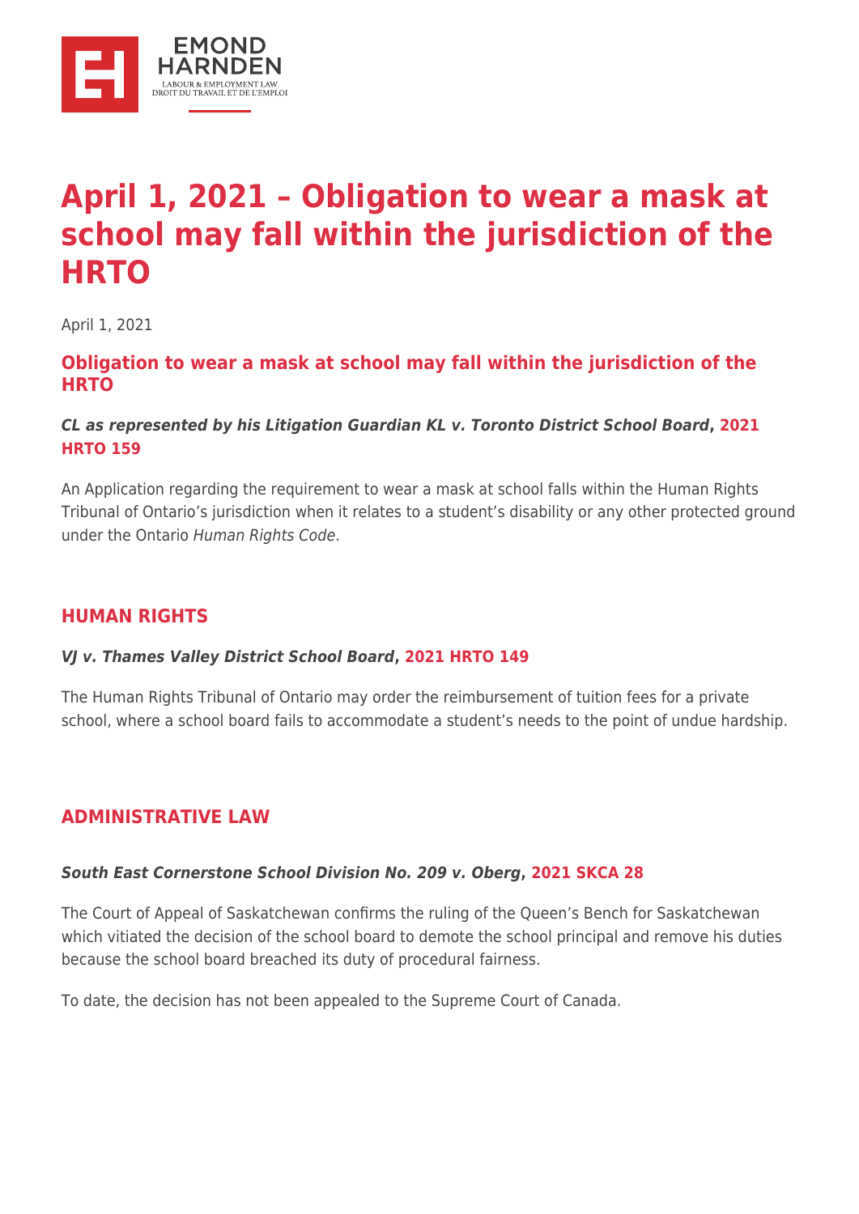# April 1, 2021 – Obligation to wear a mask at school may fall within the jurisdiction of the HRTO

April 1, 2021

### Obligation to wear a mask at school may fall within the jurisdiction of the HRTO

#### *CL as represented by his Litigation Guardian KL v. Toronto District School Board*, 2021 HRTO 159

An Application regarding the requirement to wear a mask at school falls within the Human Rights Tribunal of Ontario's jurisdiction when it relates to a student's disability or any other protected ground under the Ontario *Human Rights Code*.

### HUMAN RIGHTS

#### *VJ v. Thames Valley District School Board*, 2021 HRTO 149

The Human Rights Tribunal of Ontario may order the reimbursement of tuition fees for a private school, where a school board fails to accommodate a student's needs to the point of undue hardship.

### ADMINISTRATIVE LAW

#### *South East Cornerstone School Division No. 209 v. Oberg*, 2021 SKCA 28

The Court of Appeal of Saskatchewan confirms the ruling of the Queen's Bench for Saskatchewan which vitiated the decision of the school board to demote the school principal and remove his duties because the school board breached its duty of procedural fairness.

To date, the decision has not been appealed to the Supreme Court of Canada.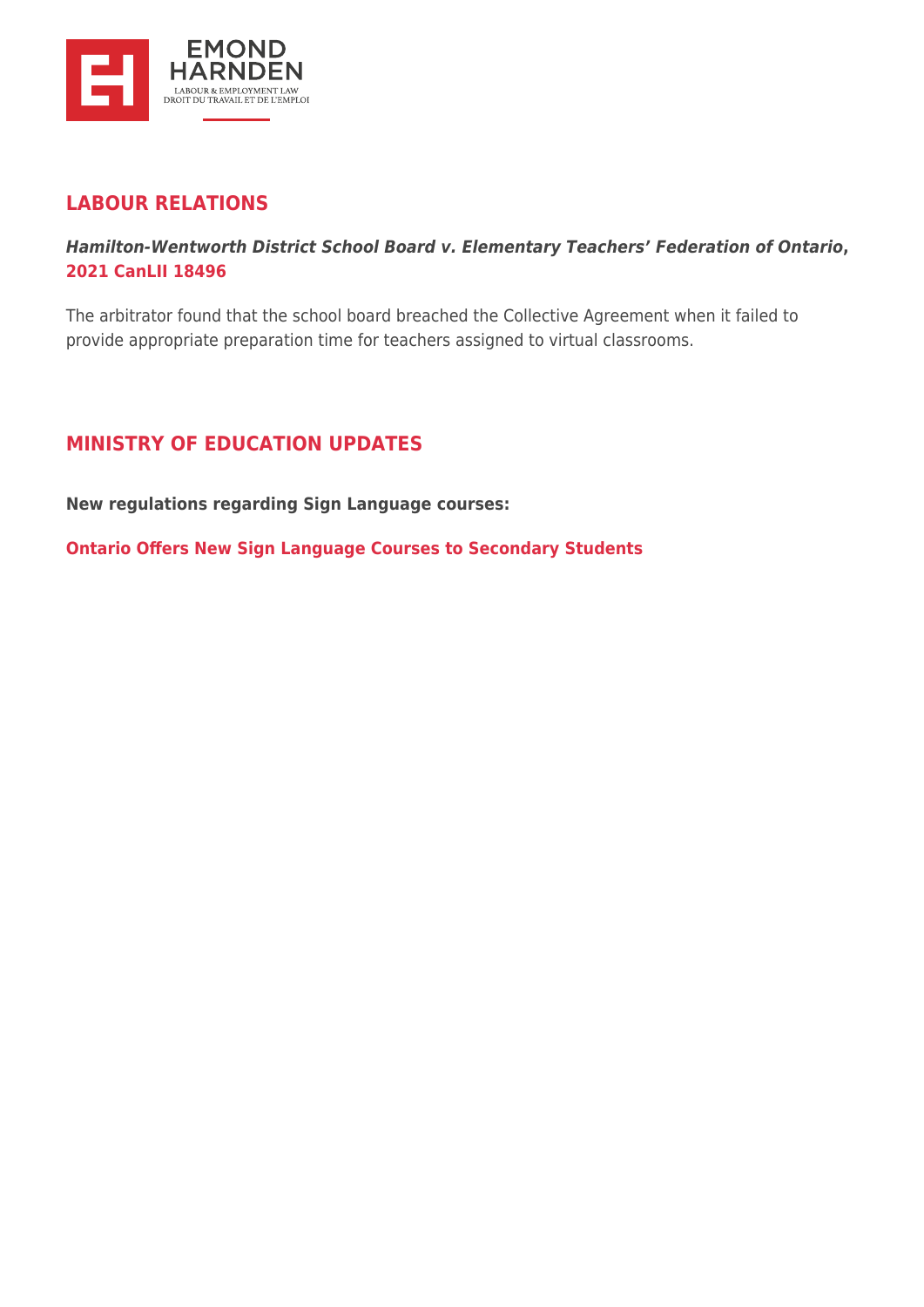## LABOUR RELATIONS

***Hamilton-Wentworth District School Board v. Elementary Teachers' Federation of Ontario*, 2021 CanLII 18496**

The arbitrator found that the school board breached the Collective Agreement when it failed to provide appropriate preparation time for teachers assigned to virtual classrooms.

## MINISTRY OF EDUCATION UPDATES

**New regulations regarding Sign Language courses:**

**Ontario Offers New Sign Language Courses to Secondary Students**